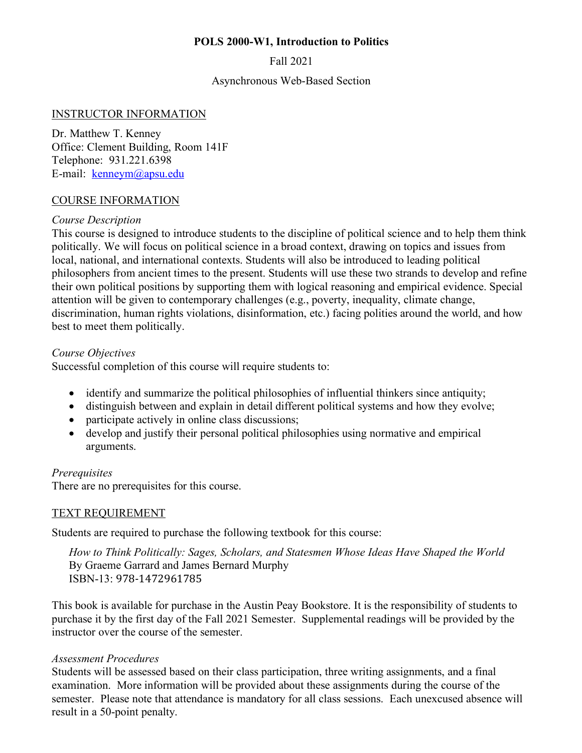**POLS 2000-W1, Introduction to Politics**

Fall 2021

Asynchronous Web-Based Section

## INSTRUCTOR INFORMATION

Dr. Matthew T. Kenney
Office: Clement Building, Room 141F
Telephone: 931.221.6398
E-mail: kenneym@apsu.edu

## COURSE INFORMATION

### *Course Description*

This course is designed to introduce students to the discipline of political science and to help them think politically. We will focus on political science in a broad context, drawing on topics and issues from local, national, and international contexts. Students will also be introduced to leading political philosophers from ancient times to the present. Students will use these two strands to develop and refine their own political positions by supporting them with logical reasoning and empirical evidence. Special attention will be given to contemporary challenges (e.g., poverty, inequality, climate change, discrimination, human rights violations, disinformation, etc.) facing polities around the world, and how best to meet them politically.

### *Course Objectives*

Successful completion of this course will require students to:

- identify and summarize the political philosophies of influential thinkers since antiquity;
- distinguish between and explain in detail different political systems and how they evolve;
- participate actively in online class discussions;
- develop and justify their personal political philosophies using normative and empirical arguments.

### *Prerequisites*

There are no prerequisites for this course.

## TEXT REQUIREMENT

Students are required to purchase the following textbook for this course:

> *How to Think Politically: Sages, Scholars, and Statesmen Whose Ideas Have Shaped the World*
> By Graeme Garrard and James Bernard Murphy
> ISBN-13: 978-1472961785

This book is available for purchase in the Austin Peay Bookstore. It is the responsibility of students to purchase it by the first day of the Fall 2021 Semester. Supplemental readings will be provided by the instructor over the course of the semester.

### *Assessment Procedures*

Students will be assessed based on their class participation, three writing assignments, and a final examination. More information will be provided about these assignments during the course of the semester. Please note that attendance is mandatory for all class sessions. Each unexcused absence will result in a 50-point penalty.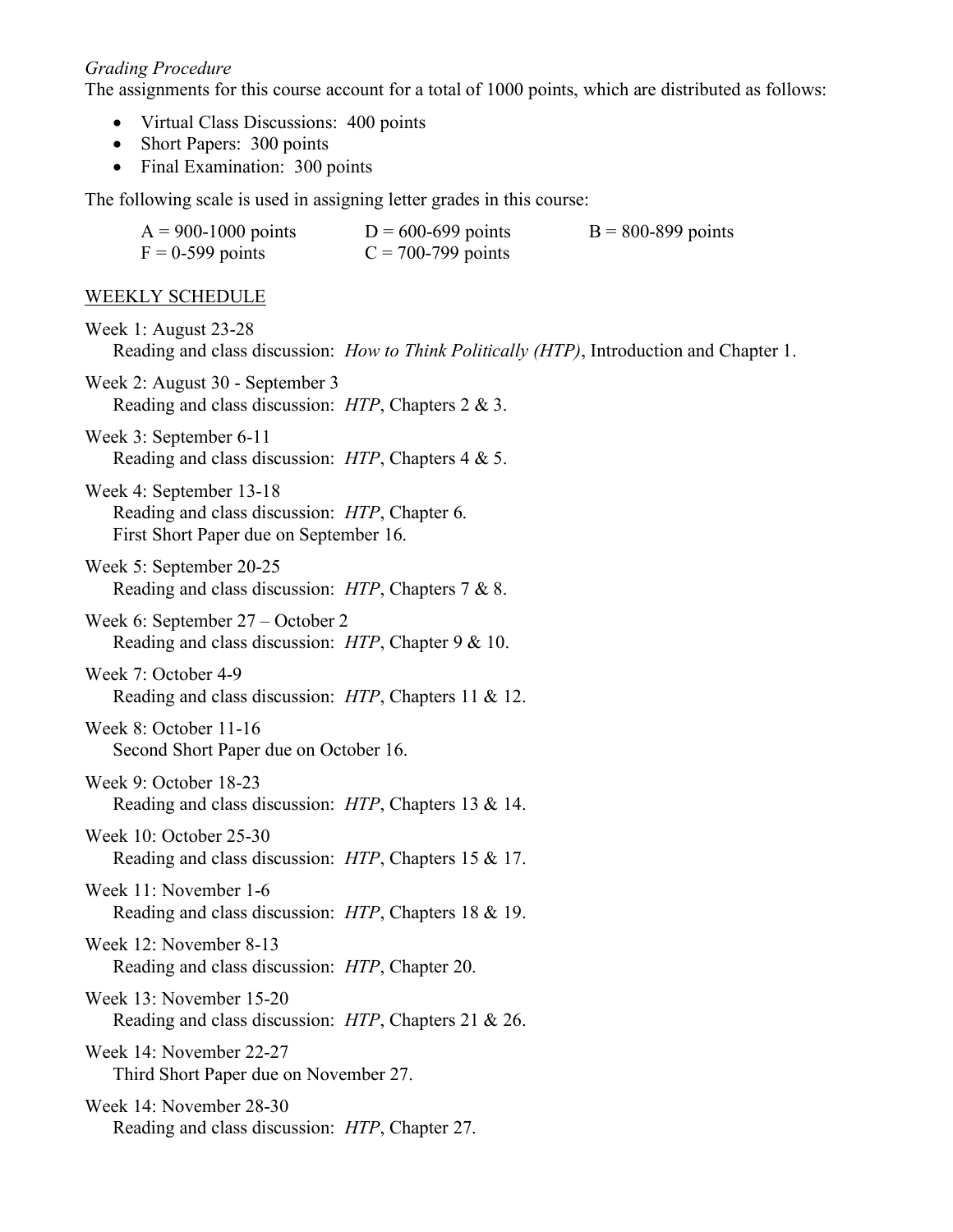*Grading Procedure*

The assignments for this course account for a total of 1000 points, which are distributed as follows:

- Virtual Class Discussions: 400 points
- Short Papers: 300 points
- Final Examination: 300 points

The following scale is used in assigning letter grades in this course:

| | | |
|---|---|---|
| A = 900-1000 points | D = 600-699 points | B = 800-899 points |
| F = 0-599 points | C = 700-799 points | |

WEEKLY SCHEDULE

Week 1: August 23-28
Reading and class discussion: *How to Think Politically (HTP)*, Introduction and Chapter 1.

Week 2: August 30 - September 3
Reading and class discussion: *HTP*, Chapters 2 & 3.

Week 3: September 6-11
Reading and class discussion: *HTP*, Chapters 4 & 5.

Week 4: September 13-18
Reading and class discussion: *HTP*, Chapter 6.
First Short Paper due on September 16.

Week 5: September 20-25
Reading and class discussion: *HTP*, Chapters 7 & 8.

Week 6: September 27 – October 2
Reading and class discussion: *HTP*, Chapter 9 & 10.

Week 7: October 4-9
Reading and class discussion: *HTP*, Chapters 11 & 12.

Week 8: October 11-16
Second Short Paper due on October 16.

Week 9: October 18-23
Reading and class discussion: *HTP*, Chapters 13 & 14.

Week 10: October 25-30
Reading and class discussion: *HTP*, Chapters 15 & 17.

Week 11: November 1-6
Reading and class discussion: *HTP*, Chapters 18 & 19.

Week 12: November 8-13
Reading and class discussion: *HTP*, Chapter 20.

Week 13: November 15-20
Reading and class discussion: *HTP*, Chapters 21 & 26.

Week 14: November 22-27
Third Short Paper due on November 27.

Week 14: November 28-30
Reading and class discussion: *HTP*, Chapter 27.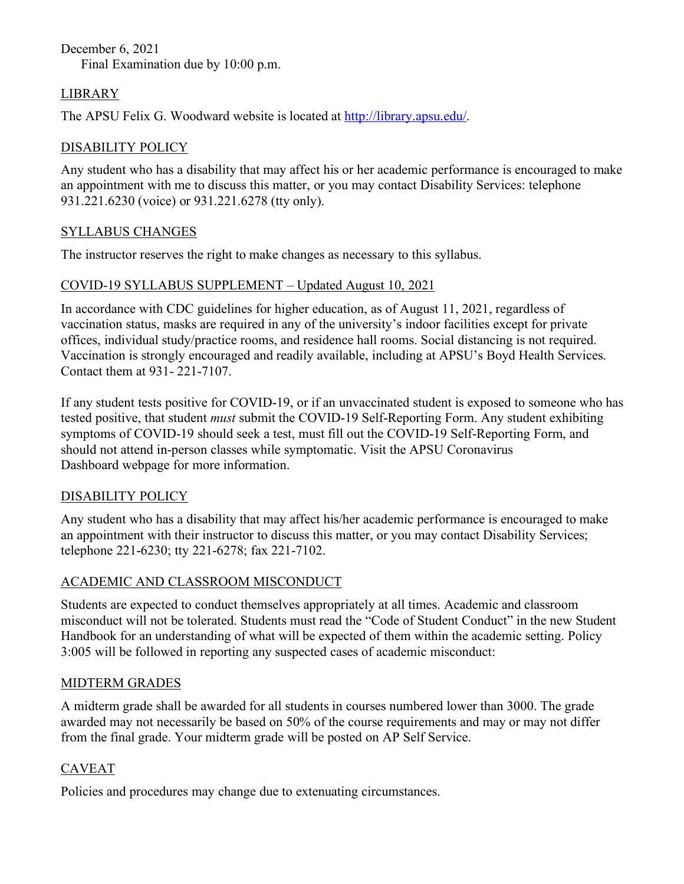December 6, 2021

Final Examination due by 10:00 p.m.

## LIBRARY

The APSU Felix G. Woodward website is located at [http://library.apsu.edu/](http://library.apsu.edu/).

## DISABILITY POLICY

Any student who has a disability that may affect his or her academic performance is encouraged to make an appointment with me to discuss this matter, or you may contact Disability Services: telephone 931.221.6230 (voice) or 931.221.6278 (tty only).

## SYLLABUS CHANGES

The instructor reserves the right to make changes as necessary to this syllabus.

## COVID-19 SYLLABUS SUPPLEMENT – Updated August 10, 2021

In accordance with CDC guidelines for higher education, as of August 11, 2021, regardless of vaccination status, masks are required in any of the university's indoor facilities except for private offices, individual study/practice rooms, and residence hall rooms. Social distancing is not required. Vaccination is strongly encouraged and readily available, including at APSU's Boyd Health Services. Contact them at 931- 221-7107.

If any student tests positive for COVID-19, or if an unvaccinated student is exposed to someone who has tested positive, that student *must* submit the COVID-19 Self-Reporting Form. Any student exhibiting symptoms of COVID-19 should seek a test, must fill out the COVID-19 Self-Reporting Form, and should not attend in-person classes while symptomatic. Visit the APSU Coronavirus Dashboard webpage for more information.

## DISABILITY POLICY

Any student who has a disability that may affect his/her academic performance is encouraged to make an appointment with their instructor to discuss this matter, or you may contact Disability Services; telephone 221-6230; tty 221-6278; fax 221-7102.

## ACADEMIC AND CLASSROOM MISCONDUCT

Students are expected to conduct themselves appropriately at all times. Academic and classroom misconduct will not be tolerated. Students must read the "Code of Student Conduct" in the new Student Handbook for an understanding of what will be expected of them within the academic setting. Policy 3:005 will be followed in reporting any suspected cases of academic misconduct:

## MIDTERM GRADES

A midterm grade shall be awarded for all students in courses numbered lower than 3000. The grade awarded may not necessarily be based on 50% of the course requirements and may or may not differ from the final grade. Your midterm grade will be posted on AP Self Service.

## CAVEAT

Policies and procedures may change due to extenuating circumstances.